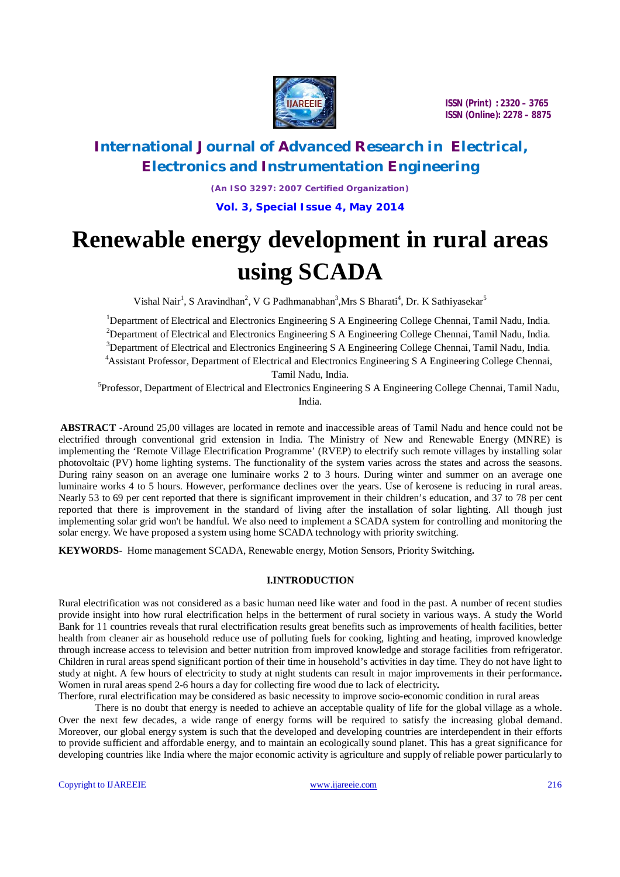# International Journal of Advanced Research in Electrical, Electronics and Instrumentation Engineering

*(An ISO 3297: 2007 Certified Organization)*

**Vol. 3, Special Issue 4, May 2014**

# Renewable energy development in rural areas using SCADA

Vishal Nair[1], S Aravindhan[2], V G Padhmanabhan[3],Mrs S Bharati[4], Dr. K Sathiyasekar[5]

[1]Department of Electrical and Electronics Engineering S A Engineering College Chennai, Tamil Nadu, India.

[2]Department of Electrical and Electronics Engineering S A Engineering College Chennai, Tamil Nadu, India.

[3]Department of Electrical and Electronics Engineering S A Engineering College Chennai, Tamil Nadu, India.

[4]Assistant Professor, Department of Electrical and Electronics Engineering S A Engineering College Chennai, Tamil Nadu, India.

[5]Professor, Department of Electrical and Electronics Engineering S A Engineering College Chennai, Tamil Nadu, India.

**ABSTRACT -**Around 25,00 villages are located in remote and inaccessible areas of Tamil Nadu and hence could not be electrified through conventional grid extension in India. The Ministry of New and Renewable Energy (MNRE) is implementing the 'Remote Village Electrification Programme' (RVEP) to electrify such remote villages by installing solar photovoltaic (PV) home lighting systems. The functionality of the system varies across the states and across the seasons. During rainy season on an average one luminaire works 2 to 3 hours. During winter and summer on an average one luminaire works 4 to 5 hours. However, performance declines over the years. Use of kerosene is reducing in rural areas. Nearly 53 to 69 per cent reported that there is significant improvement in their children's education, and 37 to 78 per cent reported that there is improvement in the standard of living after the installation of solar lighting. All though just implementing solar grid won't be handful. We also need to implement a SCADA system for controlling and monitoring the solar energy. We have proposed a system using home SCADA technology with priority switching.

**KEYWORDS**- Home management SCADA, Renewable energy, Motion Sensors, Priority Switching**.**

## I.INTRODUCTION

Rural electrification was not considered as a basic human need like water and food in the past. A number of recent studies provide insight into how rural electrification helps in the betterment of rural society in various ways. A study the World Bank for 11 countries reveals that rural electrification results great benefits such as improvements of health facilities, better health from cleaner air as household reduce use of polluting fuels for cooking, lighting and heating, improved knowledge through increase access to television and better nutrition from improved knowledge and storage facilities from refrigerator. Children in rural areas spend significant portion of their time in household's activities in day time. They do not have light to study at night. A few hours of electricity to study at night students can result in major improvements in their performance**.** Women in rural areas spend 2-6 hours a day for collecting fire wood due to lack of electricity**.**

Therfore, rural electrification may be considered as basic necessity to improve socio-economic condition in rural areas

There is no doubt that energy is needed to achieve an acceptable quality of life for the global village as a whole. Over the next few decades, a wide range of energy forms will be required to satisfy the increasing global demand. Moreover, our global energy system is such that the developed and developing countries are interdependent in their efforts to provide sufficient and affordable energy, and to maintain an ecologically sound planet. This has a great significance for developing countries like India where the major economic activity is agriculture and supply of reliable power particularly to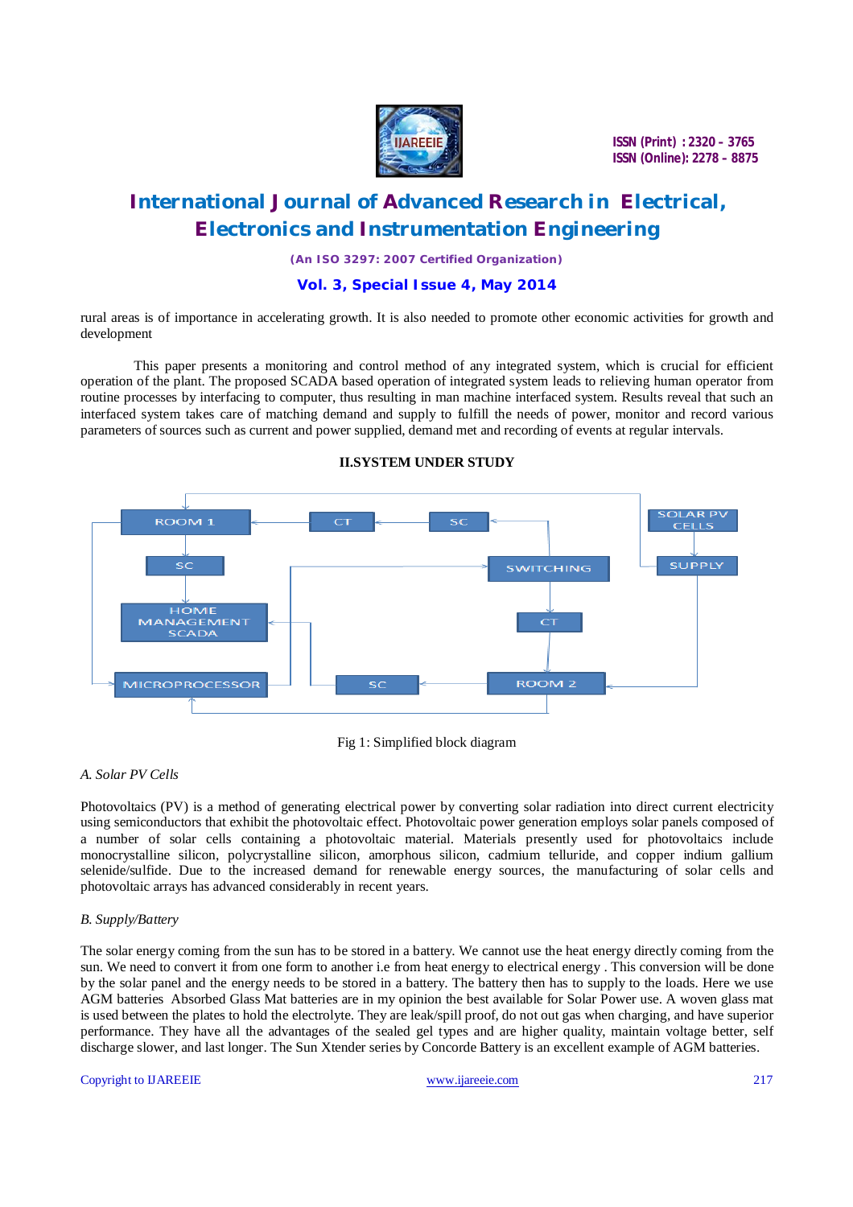rural areas is of importance in accelerating growth. It is also needed to promote other economic activities for growth and development

This paper presents a monitoring and control method of any integrated system, which is crucial for efficient operation of the plant. The proposed SCADA based operation of integrated system leads to relieving human operator from routine processes by interfacing to computer, thus resulting in man machine interfaced system. Results reveal that such an interfaced system takes care of matching demand and supply to fulfill the needs of power, monitor and record various parameters of sources such as current and power supplied, demand met and recording of events at regular intervals.

## II.SYSTEM UNDER STUDY

Fig 1: Simplified block diagram

### A. Solar PV Cells

Photovoltaics (PV) is a method of generating electrical power by converting solar radiation into direct current electricity using semiconductors that exhibit the photovoltaic effect. Photovoltaic power generation employs solar panels composed of a number of solar cells containing a photovoltaic material. Materials presently used for photovoltaics include monocrystalline silicon, polycrystalline silicon, amorphous silicon, cadmium telluride, and copper indium gallium selenide/sulfide. Due to the increased demand for renewable energy sources, the manufacturing of solar cells and photovoltaic arrays has advanced considerably in recent years.

### B. Supply/Battery

The solar energy coming from the sun has to be stored in a battery. We cannot use the heat energy directly coming from the sun. We need to convert it from one form to another i.e from heat energy to electrical energy . This conversion will be done by the solar panel and the energy needs to be stored in a battery. The battery then has to supply to the loads. Here we use AGM batteries Absorbed Glass Mat batteries are in my opinion the best available for Solar Power use. A woven glass mat is used between the plates to hold the electrolyte. They are leak/spill proof, do not out gas when charging, and have superior performance. They have all the advantages of the sealed gel types and are higher quality, maintain voltage better, self discharge slower, and last longer. The Sun Xtender series by Concorde Battery is an excellent example of AGM batteries.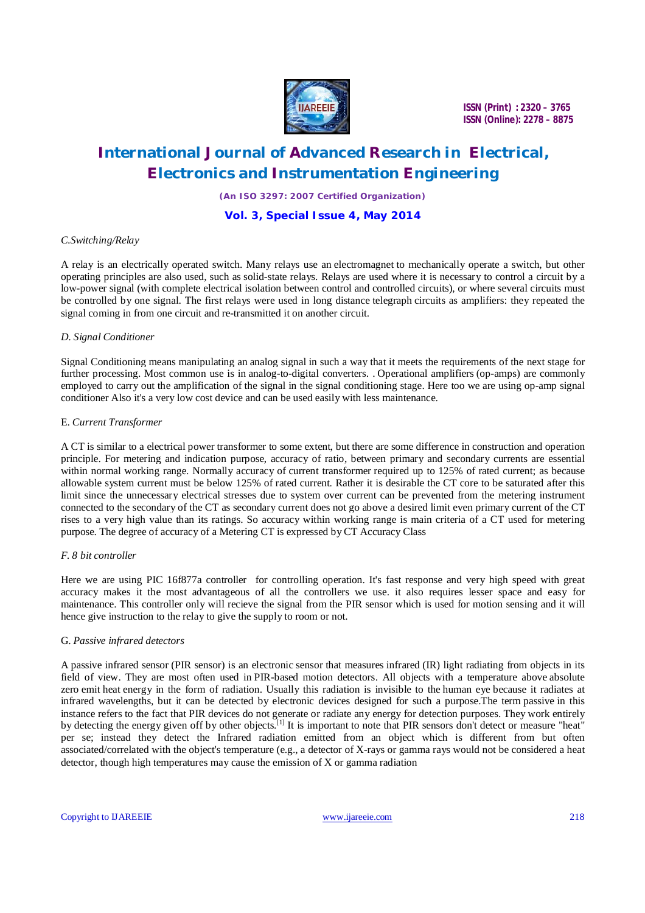### *C.Switching/Relay*

A relay is an electrically operated switch. Many relays use an electromagnet to mechanically operate a switch, but other operating principles are also used, such as solid-state relays. Relays are used where it is necessary to control a circuit by a low-power signal (with complete electrical isolation between control and controlled circuits), or where several circuits must be controlled by one signal. The first relays were used in long distance telegraph circuits as amplifiers: they repeated the signal coming in from one circuit and re-transmitted it on another circuit.

### *D. Signal Conditioner*

Signal Conditioning means manipulating an analog signal in such a way that it meets the requirements of the next stage for further processing. Most common use is in analog-to-digital converters. . Operational amplifiers (op-amps) are commonly employed to carry out the amplification of the signal in the signal conditioning stage. Here too we are using op-amp signal conditioner Also it's a very low cost device and can be used easily with less maintenance.

### E. *Current Transformer*

A CT is similar to a electrical power transformer to some extent, but there are some difference in construction and operation principle. For metering and indication purpose, accuracy of ratio, between primary and secondary currents are essential within normal working range. Normally accuracy of current transformer required up to 125% of rated current; as because allowable system current must be below 125% of rated current. Rather it is desirable the CT core to be saturated after this limit since the unnecessary electrical stresses due to system over current can be prevented from the metering instrument connected to the secondary of the CT as secondary current does not go above a desired limit even primary current of the CT rises to a very high value than its ratings. So accuracy within working range is main criteria of a CT used for metering purpose. The degree of accuracy of a Metering CT is expressed by CT Accuracy Class

### *F. 8 bit controller*

Here we are using PIC 16f877a controller for controlling operation. It's fast response and very high speed with great accuracy makes it the most advantageous of all the controllers we use. it also requires lesser space and easy for maintenance. This controller only will recieve the signal from the PIR sensor which is used for motion sensing and it will hence give instruction to the relay to give the supply to room or not.

### G. *Passive infrared detectors*

A passive infrared sensor (PIR sensor) is an electronic sensor that measures infrared (IR) light radiating from objects in its field of view. They are most often used in PIR-based motion detectors. All objects with a temperature above absolute zero emit heat energy in the form of radiation. Usually this radiation is invisible to the human eye because it radiates at infrared wavelengths, but it can be detected by electronic devices designed for such a purpose.The term passive in this instance refers to the fact that PIR devices do not generate or radiate any energy for detection purposes. They work entirely by detecting the energy given off by other objects.[1] It is important to note that PIR sensors don't detect or measure "heat" per se; instead they detect the Infrared radiation emitted from an object which is different from but often associated/correlated with the object's temperature (e.g., a detector of X-rays or gamma rays would not be considered a heat detector, though high temperatures may cause the emission of X or gamma radiation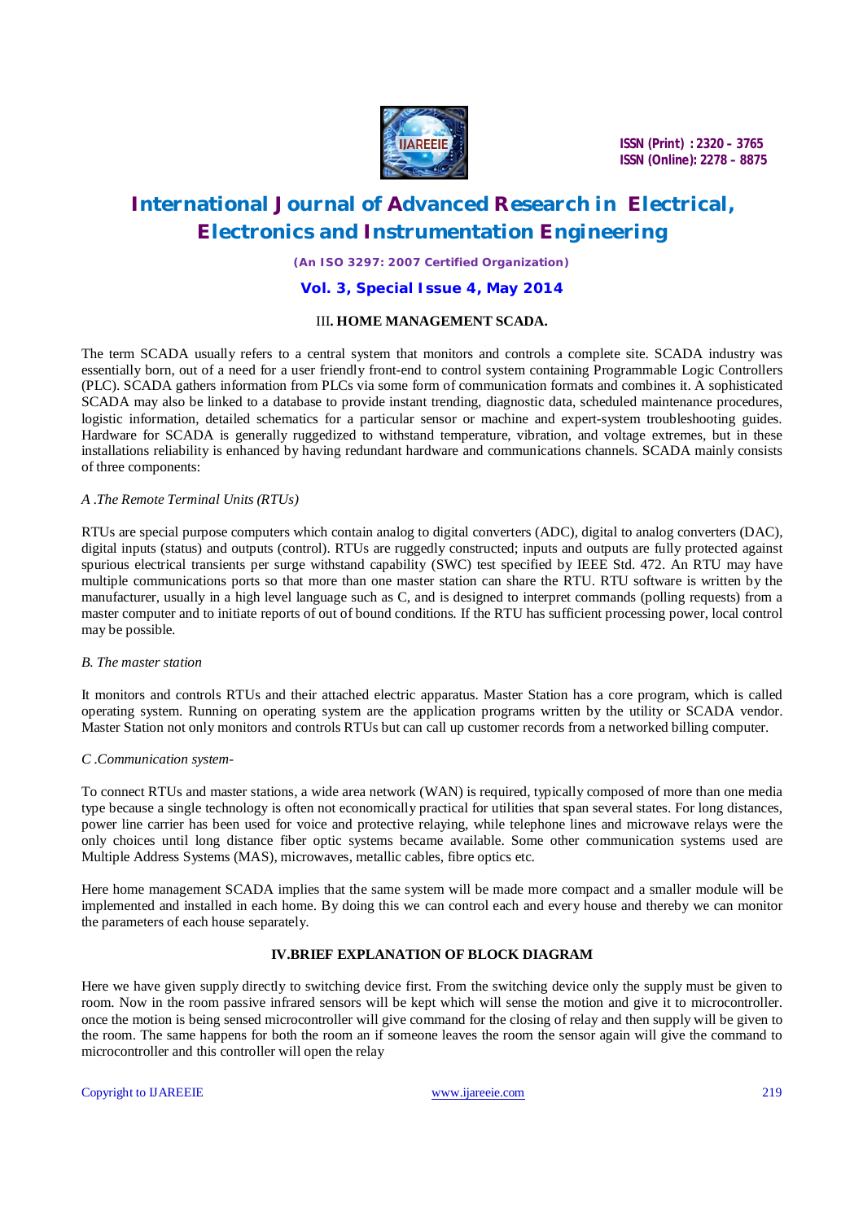## III. HOME MANAGEMENT SCADA.

The term SCADA usually refers to a central system that monitors and controls a complete site. SCADA industry was essentially born, out of a need for a user friendly front-end to control system containing Programmable Logic Controllers (PLC). SCADA gathers information from PLCs via some form of communication formats and combines it. A sophisticated SCADA may also be linked to a database to provide instant trending, diagnostic data, scheduled maintenance procedures, logistic information, detailed schematics for a particular sensor or machine and expert-system troubleshooting guides. Hardware for SCADA is generally ruggedized to withstand temperature, vibration, and voltage extremes, but in these installations reliability is enhanced by having redundant hardware and communications channels. SCADA mainly consists of three components:

### *A .The Remote Terminal Units (RTUs)*

RTUs are special purpose computers which contain analog to digital converters (ADC), digital to analog converters (DAC), digital inputs (status) and outputs (control). RTUs are ruggedly constructed; inputs and outputs are fully protected against spurious electrical transients per surge withstand capability (SWC) test specified by IEEE Std. 472. An RTU may have multiple communications ports so that more than one master station can share the RTU. RTU software is written by the manufacturer, usually in a high level language such as C, and is designed to interpret commands (polling requests) from a master computer and to initiate reports of out of bound conditions. If the RTU has sufficient processing power, local control may be possible.

### *B. The master station*

It monitors and controls RTUs and their attached electric apparatus. Master Station has a core program, which is called operating system. Running on operating system are the application programs written by the utility or SCADA vendor. Master Station not only monitors and controls RTUs but can call up customer records from a networked billing computer.

### *C .Communication system-*

To connect RTUs and master stations, a wide area network (WAN) is required, typically composed of more than one media type because a single technology is often not economically practical for utilities that span several states. For long distances, power line carrier has been used for voice and protective relaying, while telephone lines and microwave relays were the only choices until long distance fiber optic systems became available. Some other communication systems used are Multiple Address Systems (MAS), microwaves, metallic cables, fibre optics etc.

Here home management SCADA implies that the same system will be made more compact and a smaller module will be implemented and installed in each home. By doing this we can control each and every house and thereby we can monitor the parameters of each house separately.

## IV.BRIEF EXPLANATION OF BLOCK DIAGRAM

Here we have given supply directly to switching device first. From the switching device only the supply must be given to room. Now in the room passive infrared sensors will be kept which will sense the motion and give it to microcontroller. once the motion is being sensed microcontroller will give command for the closing of relay and then supply will be given to the room. The same happens for both the room an if someone leaves the room the sensor again will give the command to microcontroller and this controller will open the relay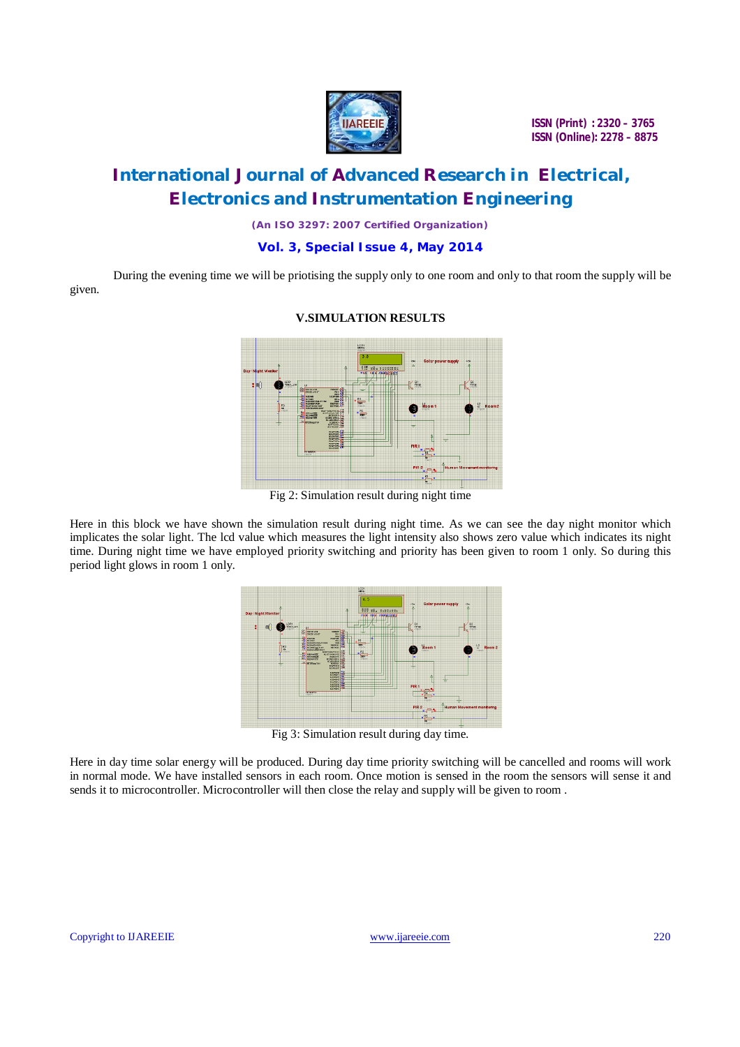During the evening time we will be priotising the supply only to one room and only to that room the supply will be given.

### V.SIMULATION RESULTS

Fig 2: Simulation result during night time

Here in this block we have shown the simulation result during night time. As we can see the day night monitor which implicates the solar light. The lcd value which measures the light intensity also shows zero value which indicates its night time. During night time we have employed priority switching and priority has been given to room 1 only. So during this period light glows in room 1 only.

Fig 3: Simulation result during day time.

Here in day time solar energy will be produced. During day time priority switching will be cancelled and rooms will work in normal mode. We have installed sensors in each room. Once motion is sensed in the room the sensors will sense it and sends it to microcontroller. Microcontroller will then close the relay and supply will be given to room .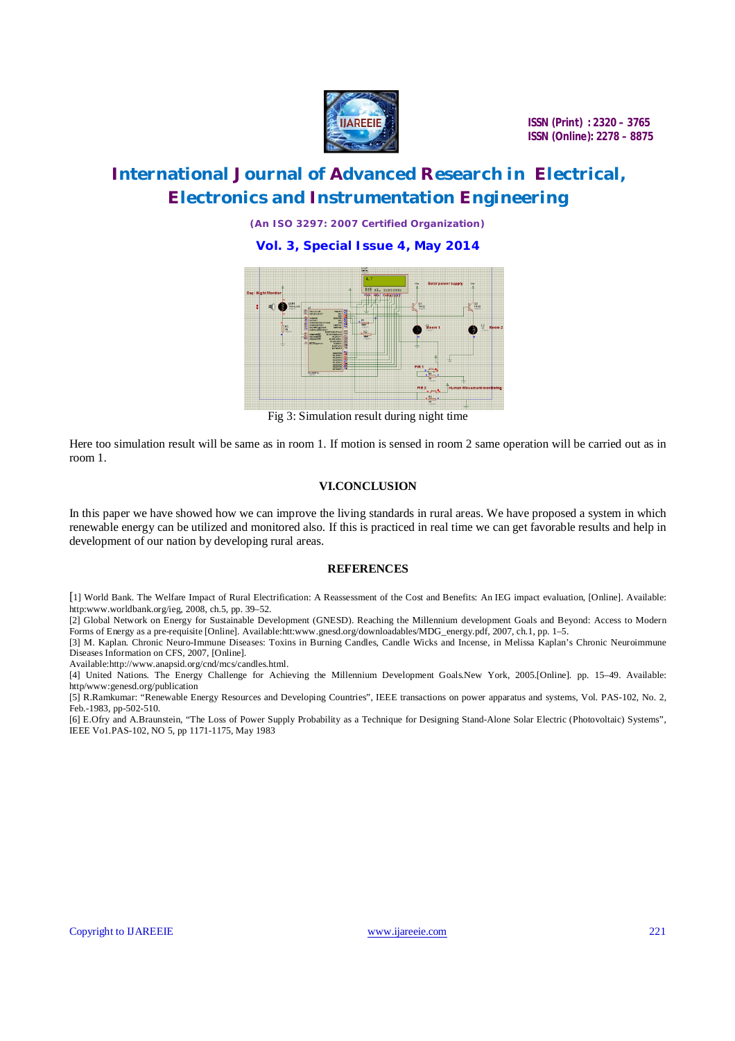Fig 3: Simulation result during night time

Here too simulation result will be same as in room 1. If motion is sensed in room 2 same operation will be carried out as in room 1.

## VI.CONCLUSION

In this paper we have showed how we can improve the living standards in rural areas. We have proposed a system in which renewable energy can be utilized and monitored also. If this is practiced in real time we can get favorable results and help in development of our nation by developing rural areas.

## REFERENCES

[1] World Bank. The Welfare Impact of Rural Electrification: A Reassessment of the Cost and Benefits: An IEG impact evaluation, [Online]. Available: http:www.worldbank.org/ieg, 2008, ch.5, pp. 39–52.

[2] Global Network on Energy for Sustainable Development (GNESD). Reaching the Millennium development Goals and Beyond: Access to Modern Forms of Energy as a pre-requisite [Online]. Available:htt:www.gnesd.org/downloadables/MDG_energy.pdf, 2007, ch.1, pp. 1–5.

[3] M. Kaplan. Chronic Neuro-Immune Diseases: Toxins in Burning Candles, Candle Wicks and Incense, in Melissa Kaplan's Chronic Neuroimmune Diseases Information on CFS, 2007, [Online].
Available:http://www.anapsid.org/cnd/mcs/candles.html.

[4] United Nations. The Energy Challenge for Achieving the Millennium Development Goals.New York, 2005.[Online]. pp. 15–49. Available: http/www:genesd.org/publication

[5] R.Ramkumar: "Renewable Energy Resources and Developing Countries", IEEE transactions on power apparatus and systems, Vol. PAS-102, No. 2, Feb.-1983, pp-502-510.

[6] E.Ofry and A.Braunstein, "The Loss of Power Supply Probability as a Technique for Designing Stand-Alone Solar Electric (Photovoltaic) Systems", IEEE Vo1.PAS-102, NO 5, pp 1171-1175, May 1983